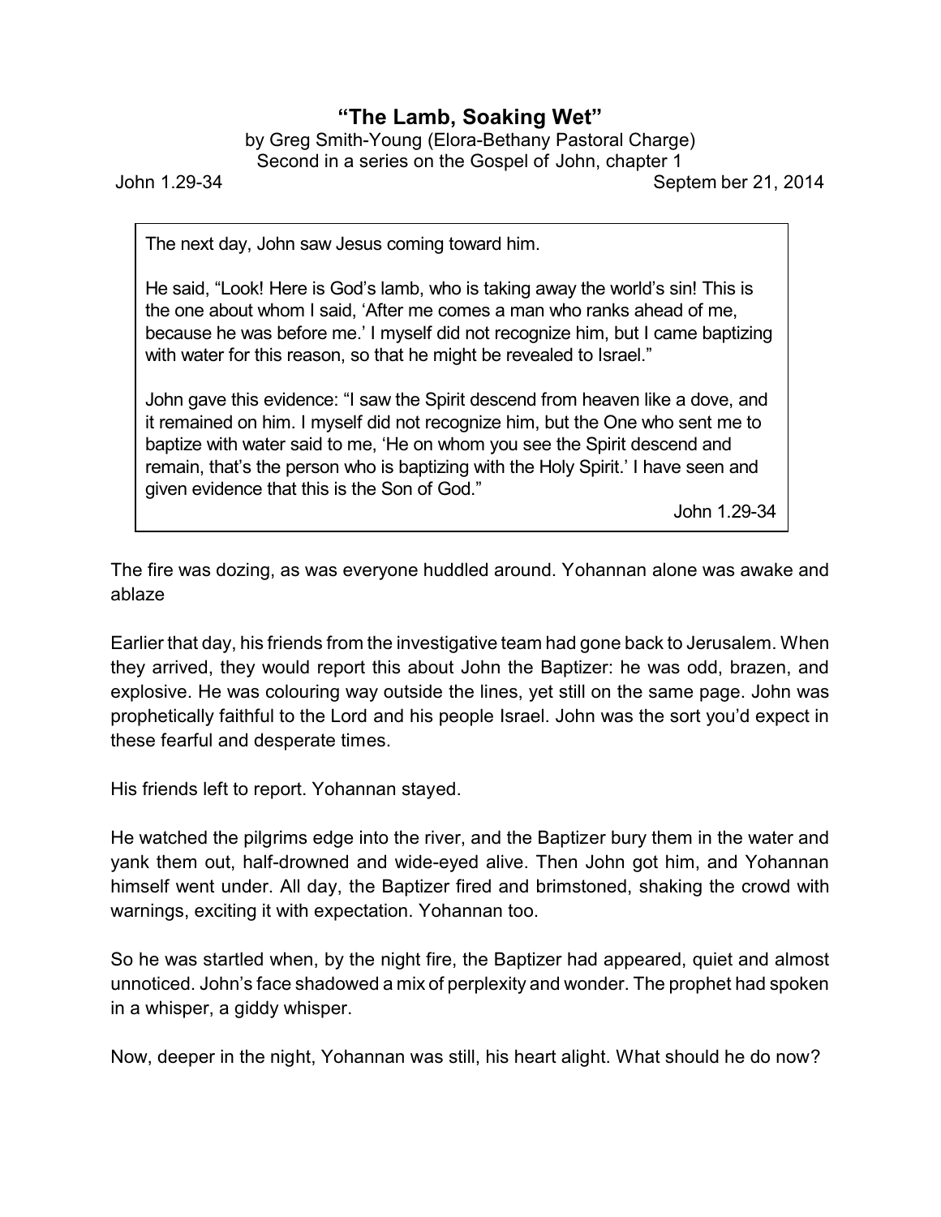# "The Lamb, Soaking Wet"

by Greg Smith-Young (Elora-Bethany Pastoral Charge)
Second in a series on the Gospel of John, chapter 1

John 1.29-34 — Septem ber 21, 2014

> The next day, John saw Jesus coming toward him.
>
> He said, "Look! Here is God's lamb, who is taking away the world's sin! This is the one about whom I said, 'After me comes a man who ranks ahead of me, because he was before me.' I myself did not recognize him, but I came baptizing with water for this reason, so that he might be revealed to Israel."
>
> John gave this evidence: "I saw the Spirit descend from heaven like a dove, and it remained on him. I myself did not recognize him, but the One who sent me to baptize with water said to me, 'He on whom you see the Spirit descend and remain, that's the person who is baptizing with the Holy Spirit.' I have seen and given evidence that this is the Son of God."
>
> John 1.29-34

The fire was dozing, as was everyone huddled around. Yohannan alone was awake and ablaze

Earlier that day, his friends from the investigative team had gone back to Jerusalem. When they arrived, they would report this about John the Baptizer: he was odd, brazen, and explosive. He was colouring way outside the lines, yet still on the same page. John was prophetically faithful to the Lord and his people Israel. John was the sort you'd expect in these fearful and desperate times.

His friends left to report. Yohannan stayed.

He watched the pilgrims edge into the river, and the Baptizer bury them in the water and yank them out, half-drowned and wide-eyed alive. Then John got him, and Yohannan himself went under. All day, the Baptizer fired and brimstoned, shaking the crowd with warnings, exciting it with expectation. Yohannan too.

So he was startled when, by the night fire, the Baptizer had appeared, quiet and almost unnoticed. John's face shadowed a mix of perplexity and wonder. The prophet had spoken in a whisper, a giddy whisper.

Now, deeper in the night, Yohannan was still, his heart alight. What should he do now?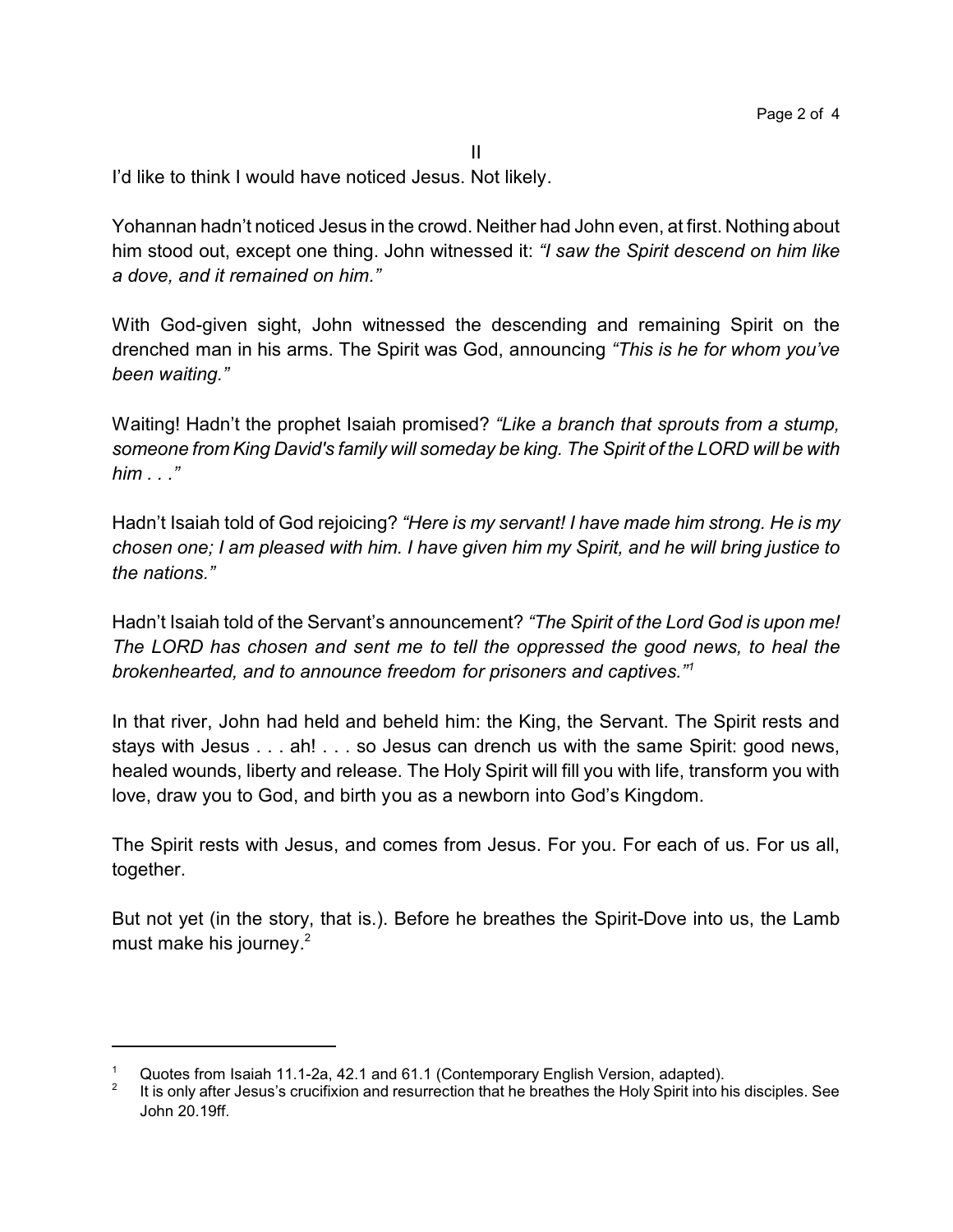## II

I'd like to think I would have noticed Jesus. Not likely.

Yohannan hadn't noticed Jesus in the crowd. Neither had John even, at first. Nothing about him stood out, except one thing. John witnessed it: *"I saw the Spirit descend on him like a dove, and it remained on him."*

With God-given sight, John witnessed the descending and remaining Spirit on the drenched man in his arms. The Spirit was God, announcing *"This is he for whom you've been waiting."*

Waiting! Hadn't the prophet Isaiah promised? *"Like a branch that sprouts from a stump, someone from King David's family will someday be king. The Spirit of the LORD will be with him . . ."*

Hadn't Isaiah told of God rejoicing? *"Here is my servant! I have made him strong. He is my chosen one; I am pleased with him. I have given him my Spirit, and he will bring justice to the nations."*

Hadn't Isaiah told of the Servant's announcement? *"The Spirit of the Lord God is upon me! The LORD has chosen and sent me to tell the oppressed the good news, to heal the brokenhearted, and to announce freedom for prisoners and captives."*[1]

In that river, John had held and beheld him: the King, the Servant. The Spirit rests and stays with Jesus . . . ah! . . . so Jesus can drench us with the same Spirit: good news, healed wounds, liberty and release. The Holy Spirit will fill you with life, transform you with love, draw you to God, and birth you as a newborn into God's Kingdom.

The Spirit rests with Jesus, and comes from Jesus. For you. For each of us. For us all, together.

But not yet (in the story, that is.). Before he breathes the Spirit-Dove into us, the Lamb must make his journey.[2]

---

[1] Quotes from Isaiah 11.1-2a, 42.1 and 61.1 (Contemporary English Version, adapted).

[2] It is only after Jesus's crucifixion and resurrection that he breathes the Holy Spirit into his disciples. See John 20.19ff.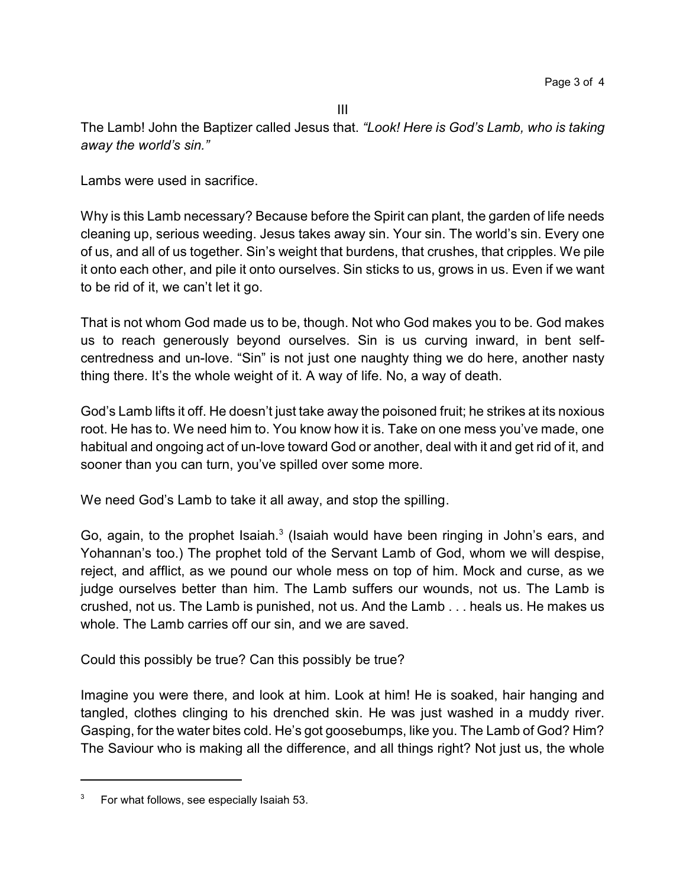III

The Lamb! John the Baptizer called Jesus that. *"Look! Here is God's Lamb, who is taking away the world's sin."*

Lambs were used in sacrifice.

Why is this Lamb necessary? Because before the Spirit can plant, the garden of life needs cleaning up, serious weeding. Jesus takes away sin. Your sin. The world's sin. Every one of us, and all of us together. Sin's weight that burdens, that crushes, that cripples. We pile it onto each other, and pile it onto ourselves. Sin sticks to us, grows in us. Even if we want to be rid of it, we can't let it go.

That is not whom God made us to be, though. Not who God makes you to be. God makes us to reach generously beyond ourselves. Sin is us curving inward, in bent self-centredness and un-love. "Sin" is not just one naughty thing we do here, another nasty thing there. It's the whole weight of it. A way of life. No, a way of death.

God's Lamb lifts it off. He doesn't just take away the poisoned fruit; he strikes at its noxious root. He has to. We need him to. You know how it is. Take on one mess you've made, one habitual and ongoing act of un-love toward God or another, deal with it and get rid of it, and sooner than you can turn, you've spilled over some more.

We need God's Lamb to take it all away, and stop the spilling.

Go, again, to the prophet Isaiah.[3] (Isaiah would have been ringing in John's ears, and Yohannan's too.) The prophet told of the Servant Lamb of God, whom we will despise, reject, and afflict, as we pound our whole mess on top of him. Mock and curse, as we judge ourselves better than him. The Lamb suffers our wounds, not us. The Lamb is crushed, not us. The Lamb is punished, not us. And the Lamb . . . heals us. He makes us whole. The Lamb carries off our sin, and we are saved.

Could this possibly be true? Can this possibly be true?

Imagine you were there, and look at him. Look at him! He is soaked, hair hanging and tangled, clothes clinging to his drenched skin. He was just washed in a muddy river. Gasping, for the water bites cold. He's got goosebumps, like you. The Lamb of God? Him? The Saviour who is making all the difference, and all things right? Not just us, the whole

---

[3] For what follows, see especially Isaiah 53.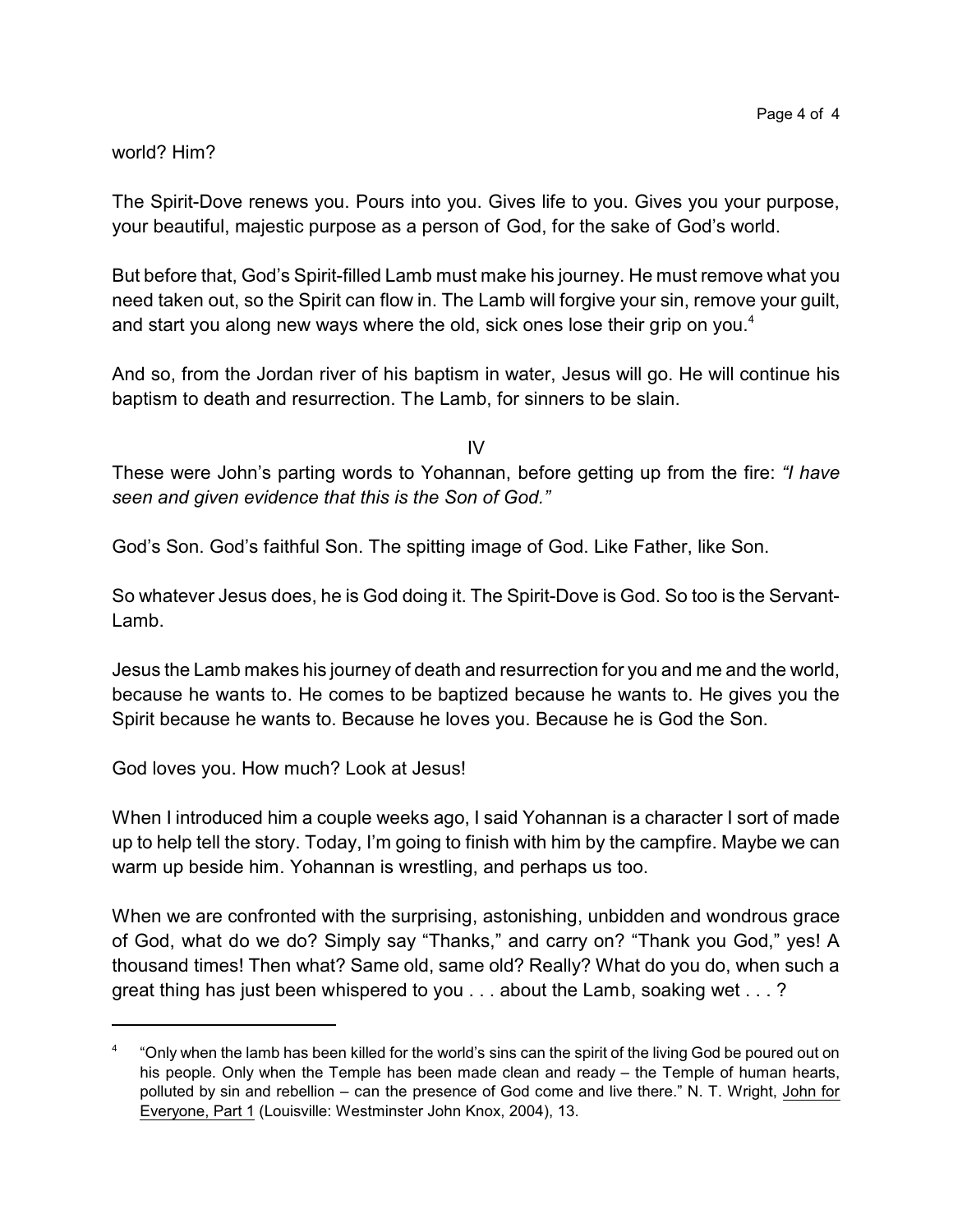world? Him?

The Spirit-Dove renews you. Pours into you. Gives life to you. Gives you your purpose, your beautiful, majestic purpose as a person of God, for the sake of God's world.

But before that, God's Spirit-filled Lamb must make his journey. He must remove what you need taken out, so the Spirit can flow in. The Lamb will forgive your sin, remove your guilt, and start you along new ways where the old, sick ones lose their grip on you.[4]

And so, from the Jordan river of his baptism in water, Jesus will go. He will continue his baptism to death and resurrection. The Lamb, for sinners to be slain.

## IV

These were John's parting words to Yohannan, before getting up from the fire: *"I have seen and given evidence that this is the Son of God."*

God's Son. God's faithful Son. The spitting image of God. Like Father, like Son.

So whatever Jesus does, he is God doing it. The Spirit-Dove is God. So too is the Servant-Lamb.

Jesus the Lamb makes his journey of death and resurrection for you and me and the world, because he wants to. He comes to be baptized because he wants to. He gives you the Spirit because he wants to. Because he loves you. Because he is God the Son.

God loves you. How much? Look at Jesus!

When I introduced him a couple weeks ago, I said Yohannan is a character I sort of made up to help tell the story. Today, I'm going to finish with him by the campfire. Maybe we can warm up beside him. Yohannan is wrestling, and perhaps us too.

When we are confronted with the surprising, astonishing, unbidden and wondrous grace of God, what do we do? Simply say "Thanks," and carry on? "Thank you God," yes! A thousand times! Then what? Same old, same old? Really? What do you do, when such a great thing has just been whispered to you . . . about the Lamb, soaking wet . . . ?

---

[4] "Only when the lamb has been killed for the world's sins can the spirit of the living God be poured out on his people. Only when the Temple has been made clean and ready – the Temple of human hearts, polluted by sin and rebellion – can the presence of God come and live there." N. T. Wright, John for Everyone, Part 1 (Louisville: Westminster John Knox, 2004), 13.